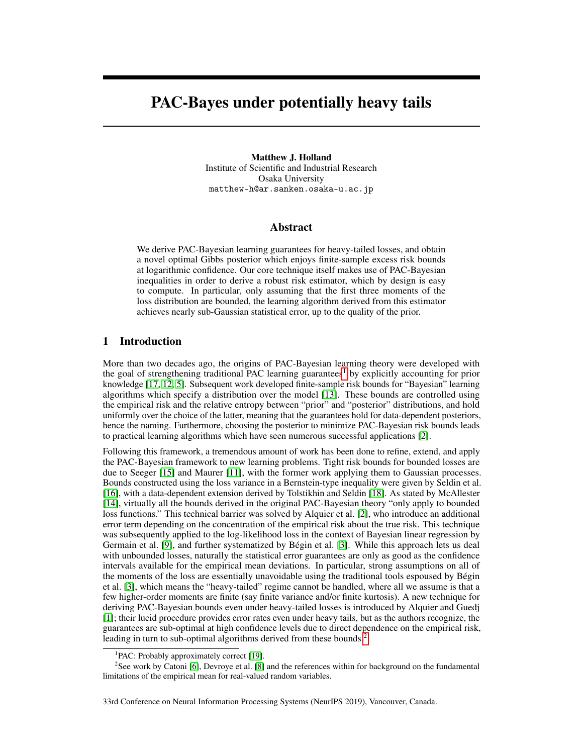# PAC-Bayes under potentially heavy tails

**Matthew J. Holland**
Institute of Scientific and Industrial Research
Osaka University
matthew-h@ar.sanken.osaka-u.ac.jp

## Abstract

We derive PAC-Bayesian learning guarantees for heavy-tailed losses, and obtain a novel optimal Gibbs posterior which enjoys finite-sample excess risk bounds at logarithmic confidence. Our core technique itself makes use of PAC-Bayesian inequalities in order to derive a robust risk estimator, which by design is easy to compute. In particular, only assuming that the first three moments of the loss distribution are bounded, the learning algorithm derived from this estimator achieves nearly sub-Gaussian statistical error, up to the quality of the prior.

## 1 Introduction

More than two decades ago, the origins of PAC-Bayesian learning theory were developed with the goal of strengthening traditional PAC learning guarantees[1] by explicitly accounting for prior knowledge [17, 12, 5]. Subsequent work developed finite-sample risk bounds for "Bayesian" learning algorithms which specify a distribution over the model [13]. These bounds are controlled using the empirical risk and the relative entropy between "prior" and "posterior" distributions, and hold uniformly over the choice of the latter, meaning that the guarantees hold for data-dependent posteriors, hence the naming. Furthermore, choosing the posterior to minimize PAC-Bayesian risk bounds leads to practical learning algorithms which have seen numerous successful applications [2].

Following this framework, a tremendous amount of work has been done to refine, extend, and apply the PAC-Bayesian framework to new learning problems. Tight risk bounds for bounded losses are due to Seeger [15] and Maurer [11], with the former work applying them to Gaussian processes. Bounds constructed using the loss variance in a Bernstein-type inequality were given by Seldin et al. [16], with a data-dependent extension derived by Tolstikhin and Seldin [18]. As stated by McAllester [14], virtually all the bounds derived in the original PAC-Bayesian theory "only apply to bounded loss functions." This technical barrier was solved by Alquier et al. [2], who introduce an additional error term depending on the concentration of the empirical risk about the true risk. This technique was subsequently applied to the log-likelihood loss in the context of Bayesian linear regression by Germain et al. [9], and further systematized by Bégin et al. [3]. While this approach lets us deal with unbounded losses, naturally the statistical error guarantees are only as good as the confidence intervals available for the empirical mean deviations. In particular, strong assumptions on all of the moments of the loss are essentially unavoidable using the traditional tools espoused by Bégin et al. [3], which means the "heavy-tailed" regime cannot be handled, where all we assume is that a few higher-order moments are finite (say finite variance and/or finite kurtosis). A new technique for deriving PAC-Bayesian bounds even under heavy-tailed losses is introduced by Alquier and Guedj [1]; their lucid procedure provides error rates even under heavy tails, but as the authors recognize, the guarantees are sub-optimal at high confidence levels due to direct dependence on the empirical risk, leading in turn to sub-optimal algorithms derived from these bounds.[2]

[1] PAC: Probably approximately correct [19].

[2] See work by Catoni [6], Devroye et al. [8] and the references within for background on the fundamental limitations of the empirical mean for real-valued random variables.

33rd Conference on Neural Information Processing Systems (NeurIPS 2019), Vancouver, Canada.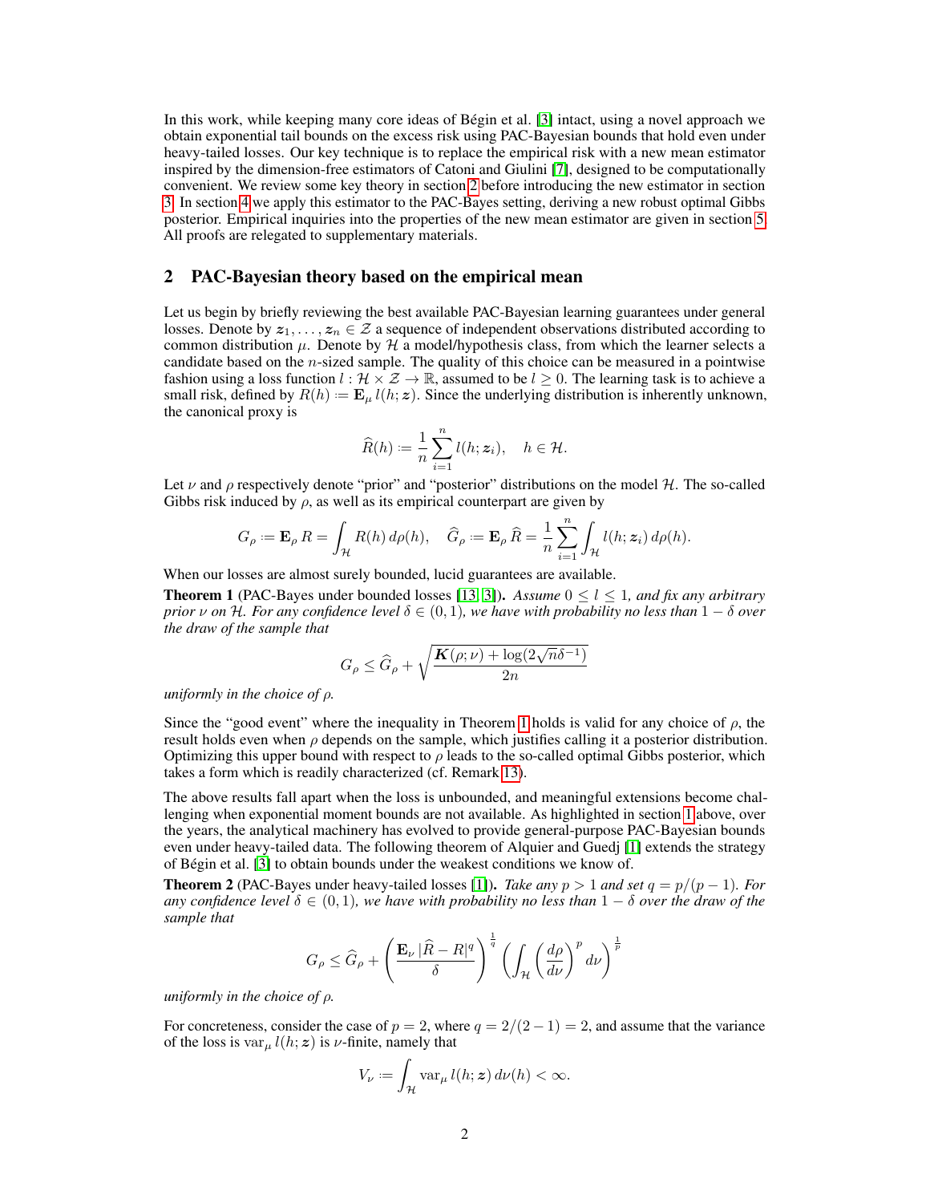In this work, while keeping many core ideas of Bégin et al. [3] intact, using a novel approach we obtain exponential tail bounds on the excess risk using PAC-Bayesian bounds that hold even under heavy-tailed losses. Our key technique is to replace the empirical risk with a new mean estimator inspired by the dimension-free estimators of Catoni and Giulini [7], designed to be computationally convenient. We review some key theory in section 2 before introducing the new estimator in section 3. In section 4 we apply this estimator to the PAC-Bayes setting, deriving a new robust optimal Gibbs posterior. Empirical inquiries into the properties of the new mean estimator are given in section 5. All proofs are relegated to supplementary materials.

## 2 PAC-Bayesian theory based on the empirical mean

Let us begin by briefly reviewing the best available PAC-Bayesian learning guarantees under general losses. Denote by $\boldsymbol{z}_1, \ldots, \boldsymbol{z}_n \in \mathcal{Z}$ a sequence of independent observations distributed according to common distribution $\mu$. Denote by $\mathcal{H}$ a model/hypothesis class, from which the learner selects a candidate based on the $n$-sized sample. The quality of this choice can be measured in a pointwise fashion using a loss function $l : \mathcal{H} \times \mathcal{Z} \to \mathbb{R}$, assumed to be $l \geq 0$. The learning task is to achieve a small risk, defined by $R(h) := \mathbf{E}_\mu \, l(h; \boldsymbol{z})$. Since the underlying distribution is inherently unknown, the canonical proxy is

$$\widehat{R}(h) := \frac{1}{n} \sum_{i=1}^{n} l(h; \boldsymbol{z}_i), \quad h \in \mathcal{H}.$$

Let $\nu$ and $\rho$ respectively denote "prior" and "posterior" distributions on the model $\mathcal{H}$. The so-called Gibbs risk induced by $\rho$, as well as its empirical counterpart are given by

$$G_\rho := \mathbf{E}_\rho \, R = \int_{\mathcal{H}} R(h) \, d\rho(h), \quad \widehat{G}_\rho := \mathbf{E}_\rho \, \widehat{R} = \frac{1}{n} \sum_{i=1}^{n} \int_{\mathcal{H}} l(h; \boldsymbol{z}_i) \, d\rho(h).$$

When our losses are almost surely bounded, lucid guarantees are available.

**Theorem 1** (PAC-Bayes under bounded losses [13, 3]). *Assume $0 \leq l \leq 1$, and fix any arbitrary prior $\nu$ on $\mathcal{H}$. For any confidence level $\delta \in (0, 1)$, we have with probability no less than $1 - \delta$ over the draw of the sample that*

$$G_\rho \leq \widehat{G}_\rho + \sqrt{\frac{\boldsymbol{K}(\rho; \nu) + \log(2\sqrt{n}\delta^{-1})}{2n}}$$

*uniformly in the choice of $\rho$.*

Since the "good event" where the inequality in Theorem 1 holds is valid for any choice of $\rho$, the result holds even when $\rho$ depends on the sample, which justifies calling it a posterior distribution. Optimizing this upper bound with respect to $\rho$ leads to the so-called optimal Gibbs posterior, which takes a form which is readily characterized (cf. Remark 13).

The above results fall apart when the loss is unbounded, and meaningful extensions become challenging when exponential moment bounds are not available. As highlighted in section 1 above, over the years, the analytical machinery has evolved to provide general-purpose PAC-Bayesian bounds even under heavy-tailed data. The following theorem of Alquier and Guedj [1] extends the strategy of Bégin et al. [3] to obtain bounds under the weakest conditions we know of.

**Theorem 2** (PAC-Bayes under heavy-tailed losses [1]). *Take any $p > 1$ and set $q = p/(p-1)$. For any confidence level $\delta \in (0, 1)$, we have with probability no less than $1 - \delta$ over the draw of the sample that*

$$G_\rho \leq \widehat{G}_\rho + \left( \frac{\mathbf{E}_\nu \, |\widehat{R} - R|^q}{\delta} \right)^{\frac{1}{q}} \left( \int_{\mathcal{H}} \left( \frac{d\rho}{d\nu} \right)^p d\nu \right)^{\frac{1}{p}}$$

*uniformly in the choice of $\rho$.*

For concreteness, consider the case of $p = 2$, where $q = 2/(2-1) = 2$, and assume that the variance of the loss is $\operatorname{var}_\mu l(h; \boldsymbol{z})$ is $\nu$-finite, namely that

$$V_\nu := \int_{\mathcal{H}} \operatorname{var}_\mu l(h; \boldsymbol{z}) \, d\nu(h) < \infty.$$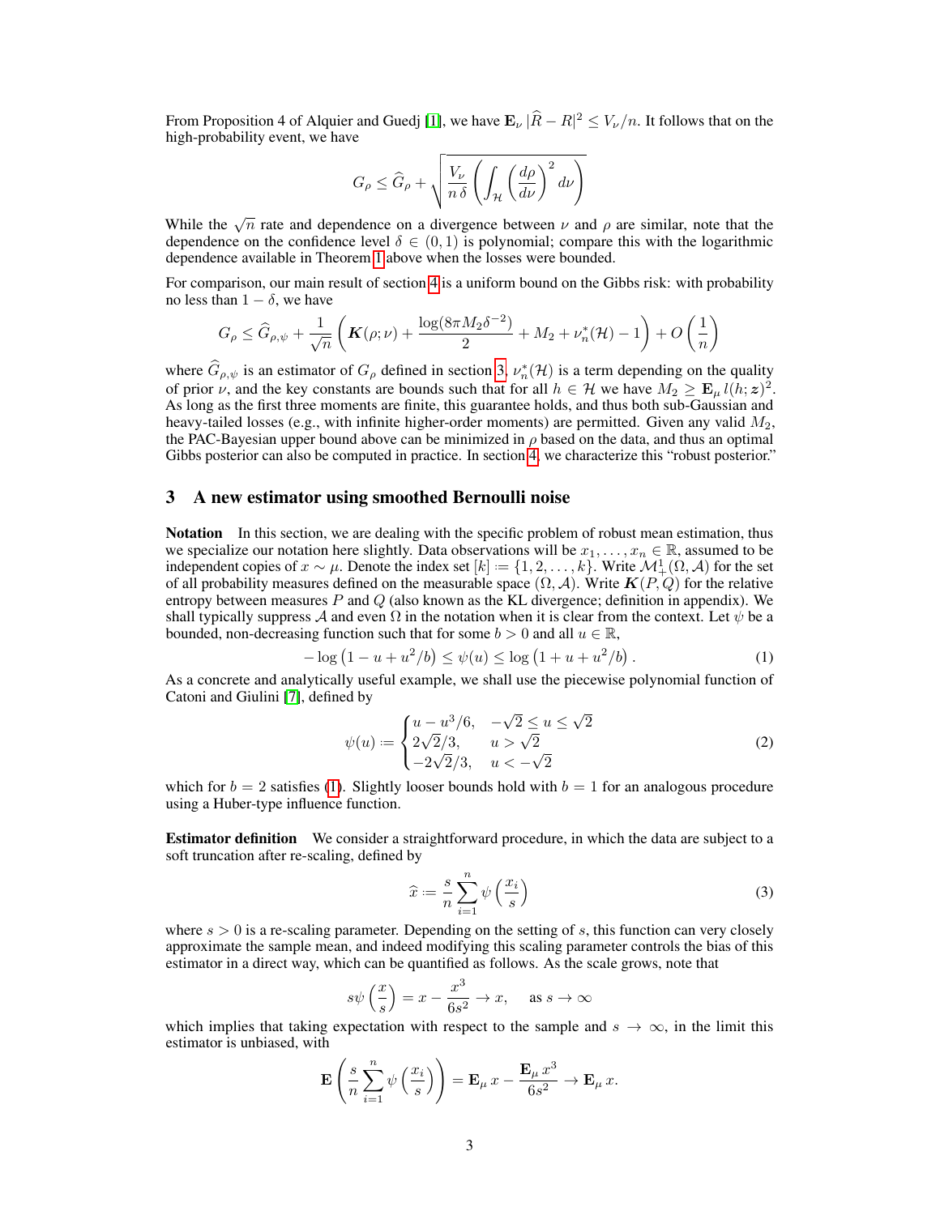From Proposition 4 of Alquier and Guedj [1], we have $\mathbf{E}_{\nu} |\widehat{R} - R|^2 \leq V_{\nu}/n$. It follows that on the high-probability event, we have

$$G_{\rho} \leq \widehat{G}_{\rho} + \sqrt{\frac{V_{\nu}}{n\,\delta}\left(\int_{\mathcal{H}} \left(\frac{d\rho}{d\nu}\right)^2 d\nu\right)}$$

While the $\sqrt{n}$ rate and dependence on a divergence between $\nu$ and $\rho$ are similar, note that the dependence on the confidence level $\delta \in (0,1)$ is polynomial; compare this with the logarithmic dependence available in Theorem 1 above when the losses were bounded.

For comparison, our main result of section 4 is a uniform bound on the Gibbs risk: with probability no less than $1 - \delta$, we have

$$G_{\rho} \leq \widehat{G}_{\rho,\psi} + \frac{1}{\sqrt{n}}\left(\boldsymbol{K}(\rho;\nu) + \frac{\log(8\pi M_2 \delta^{-2})}{2} + M_2 + \nu_n^*(\mathcal{H}) - 1\right) + O\left(\frac{1}{n}\right)$$

where $\widehat{G}_{\rho,\psi}$ is an estimator of $G_{\rho}$ defined in section 3, $\nu_n^*(\mathcal{H})$ is a term depending on the quality of prior $\nu$, and the key constants are bounds such that for all $h \in \mathcal{H}$ we have $M_2 \geq \mathbf{E}_{\mu}\, l(h;\boldsymbol{z})^2$. As long as the first three moments are finite, this guarantee holds, and thus both sub-Gaussian and heavy-tailed losses (e.g., with infinite higher-order moments) are permitted. Given any valid $M_2$, the PAC-Bayesian upper bound above can be minimized in $\rho$ based on the data, and thus an optimal Gibbs posterior can also be computed in practice. In section 4, we characterize this "robust posterior."

## 3 A new estimator using smoothed Bernoulli noise

**Notation** In this section, we are dealing with the specific problem of robust mean estimation, thus we specialize our notation here slightly. Data observations will be $x_1, \ldots, x_n \in \mathbb{R}$, assumed to be independent copies of $x \sim \mu$. Denote the index set $[k] := \{1, 2, \ldots, k\}$. Write $\mathcal{M}_+^1(\Omega, \mathcal{A})$ for the set of all probability measures defined on the measurable space $(\Omega, \mathcal{A})$. Write $\boldsymbol{K}(P,Q)$ for the relative entropy between measures $P$ and $Q$ (also known as the KL divergence; definition in appendix). We shall typically suppress $\mathcal{A}$ and even $\Omega$ in the notation when it is clear from the context. Let $\psi$ be a bounded, non-decreasing function such that for some $b > 0$ and all $u \in \mathbb{R}$,

$$-\log\left(1 - u + u^2/b\right) \leq \psi(u) \leq \log\left(1 + u + u^2/b\right). \tag{1}$$

As a concrete and analytically useful example, we shall use the piecewise polynomial function of Catoni and Giulini [7], defined by

$$\psi(u) := \begin{cases} u - u^3/6, & -\sqrt{2} \leq u \leq \sqrt{2} \\ 2\sqrt{2}/3, & u > \sqrt{2} \\ -2\sqrt{2}/3, & u < -\sqrt{2} \end{cases} \tag{2}$$

which for $b = 2$ satisfies (1). Slightly looser bounds hold with $b = 1$ for an analogous procedure using a Huber-type influence function.

**Estimator definition** We consider a straightforward procedure, in which the data are subject to a soft truncation after re-scaling, defined by

$$\widehat{x} := \frac{s}{n}\sum_{i=1}^{n} \psi\left(\frac{x_i}{s}\right) \tag{3}$$

where $s > 0$ is a re-scaling parameter. Depending on the setting of $s$, this function can very closely approximate the sample mean, and indeed modifying this scaling parameter controls the bias of this estimator in a direct way, which can be quantified as follows. As the scale grows, note that

$$s\psi\left(\frac{x}{s}\right) = x - \frac{x^3}{6s^2} \to x, \quad \text{as } s \to \infty$$

which implies that taking expectation with respect to the sample and $s \to \infty$, in the limit this estimator is unbiased, with

$$\mathbf{E}\left(\frac{s}{n}\sum_{i=1}^{n}\psi\left(\frac{x_i}{s}\right)\right) = \mathbf{E}_{\mu}\, x - \frac{\mathbf{E}_{\mu}\, x^3}{6s^2} \to \mathbf{E}_{\mu}\, x.$$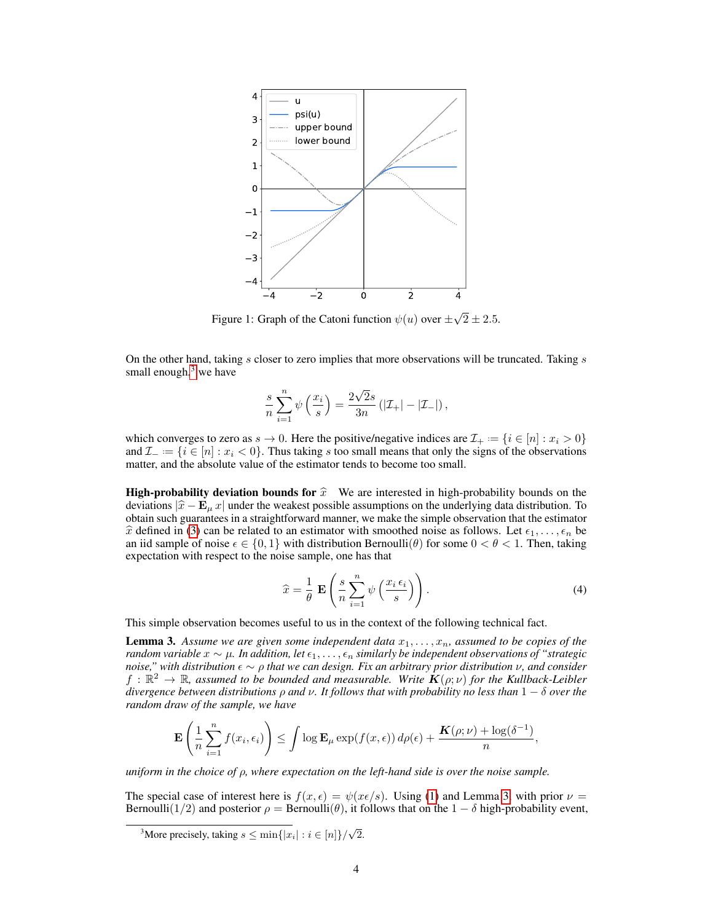Figure 1: Graph of the Catoni function $\psi(u)$ over $\pm\sqrt{2} \pm 2.5$.

On the other hand, taking $s$ closer to zero implies that more observations will be truncated. Taking $s$ small enough,[3] we have

$$\frac{s}{n}\sum_{i=1}^{n}\psi\left(\frac{x_i}{s}\right) = \frac{2\sqrt{2}s}{3n}\left(|\mathcal{I}_+| - |\mathcal{I}_-|\right),$$

which converges to zero as $s \to 0$. Here the positive/negative indices are $\mathcal{I}_+ := \{i \in [n] : x_i > 0\}$ and $\mathcal{I}_- := \{i \in [n] : x_i < 0\}$. Thus taking $s$ too small means that only the signs of the observations matter, and the absolute value of the estimator tends to become too small.

**High-probability deviation bounds for $\widehat{x}$** We are interested in high-probability bounds on the deviations $|\widehat{x} - \mathbf{E}_\mu x|$ under the weakest possible assumptions on the underlying data distribution. To obtain such guarantees in a straightforward manner, we make the simple observation that the estimator $\widehat{x}$ defined in (3) can be related to an estimator with smoothed noise as follows. Let $\epsilon_1, \ldots, \epsilon_n$ be an iid sample of noise $\epsilon \in \{0, 1\}$ with distribution Bernoulli($\theta$) for some $0 < \theta < 1$. Then, taking expectation with respect to the noise sample, one has that

$$\widehat{x} = \frac{1}{\theta}\,\mathbf{E}\left(\frac{s}{n}\sum_{i=1}^{n}\psi\left(\frac{x_i\,\epsilon_i}{s}\right)\right). \tag{4}$$

This simple observation becomes useful to us in the context of the following technical fact.

**Lemma 3.** *Assume we are given some independent data $x_1, \ldots, x_n$, assumed to be copies of the random variable $x \sim \mu$. In addition, let $\epsilon_1, \ldots, \epsilon_n$ similarly be independent observations of "strategic noise," with distribution $\epsilon \sim \rho$ that we can design. Fix an arbitrary prior distribution $\nu$, and consider $f : \mathbb{R}^2 \to \mathbb{R}$, assumed to be bounded and measurable. Write $\boldsymbol{K}(\rho;\nu)$ for the Kullback-Leibler divergence between distributions $\rho$ and $\nu$. It follows that with probability no less than $1-\delta$ over the random draw of the sample, we have*

$$\mathbf{E}\left(\frac{1}{n}\sum_{i=1}^{n} f(x_i, \epsilon_i)\right) \leq \int \log \mathbf{E}_\mu \exp(f(x,\epsilon))\, d\rho(\epsilon) + \frac{\boldsymbol{K}(\rho;\nu) + \log(\delta^{-1})}{n},$$

*uniform in the choice of $\rho$, where expectation on the left-hand side is over the noise sample.*

The special case of interest here is $f(x,\epsilon) = \psi(x\epsilon/s)$. Using (1) and Lemma 3, with prior $\nu =$ Bernoulli($1/2$) and posterior $\rho =$ Bernoulli($\theta$), it follows that on the $1-\delta$ high-probability event,

[3] More precisely, taking $s \leq \min\{|x_i| : i \in [n]\}/\sqrt{2}$.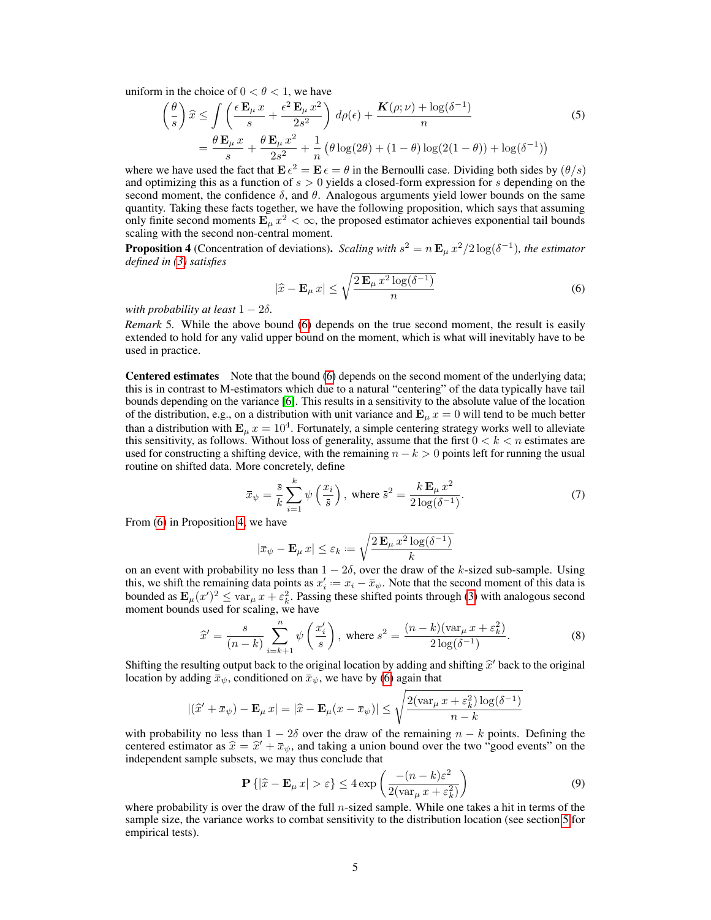uniform in the choice of $0 < \theta < 1$, we have

$$
\begin{aligned}
\left(\frac{\theta}{s}\right)\widehat{x} &\leq \int \left(\frac{\epsilon\,\mathbf{E}_{\mu} x}{s} + \frac{\epsilon^2\,\mathbf{E}_{\mu} x^2}{2s^2}\right) d\rho(\epsilon) + \frac{\boldsymbol{K}(\rho;\nu) + \log(\delta^{-1})}{n} \\
&= \frac{\theta\,\mathbf{E}_{\mu} x}{s} + \frac{\theta\,\mathbf{E}_{\mu} x^2}{2s^2} + \frac{1}{n}\left(\theta\log(2\theta) + (1-\theta)\log(2(1-\theta)) + \log(\delta^{-1})\right)
\end{aligned}
\tag{5}
$$

where we have used the fact that $\mathbf{E}\,\epsilon^2 = \mathbf{E}\,\epsilon = \theta$ in the Bernoulli case. Dividing both sides by $(\theta/s)$ and optimizing this as a function of $s > 0$ yields a closed-form expression for $s$ depending on the second moment, the confidence $\delta$, and $\theta$. Analogous arguments yield lower bounds on the same quantity. Taking these facts together, we have the following proposition, which says that assuming only finite second moments $\mathbf{E}_{\mu} x^2 < \infty$, the proposed estimator achieves exponential tail bounds scaling with the second non-central moment.

**Proposition 4** (Concentration of deviations)**.** *Scaling with $s^2 = n\,\mathbf{E}_{\mu} x^2/2\log(\delta^{-1})$, the estimator defined in (3) satisfies*

$$
|\widehat{x} - \mathbf{E}_{\mu} x| \leq \sqrt{\frac{2\,\mathbf{E}_{\mu} x^2 \log(\delta^{-1})}{n}}
\tag{6}
$$

*with probability at least $1 - 2\delta$.*

*Remark* 5. While the above bound (6) depends on the true second moment, the result is easily extended to hold for any valid upper bound on the moment, which is what will inevitably have to be used in practice.

**Centered estimates** Note that the bound (6) depends on the second moment of the underlying data; this is in contrast to M-estimators which due to a natural "centering" of the data typically have tail bounds depending on the variance [6]. This results in a sensitivity to the absolute value of the location of the distribution, e.g., on a distribution with unit variance and $\mathbf{E}_{\mu} x = 0$ will tend to be much better than a distribution with $\mathbf{E}_{\mu} x = 10^4$. Fortunately, a simple centering strategy works well to alleviate this sensitivity, as follows. Without loss of generality, assume that the first $0 < k < n$ estimates are used for constructing a shifting device, with the remaining $n - k > 0$ points left for running the usual routine on shifted data. More concretely, define

$$
\bar{x}_{\psi} = \frac{\bar{s}}{k}\sum_{i=1}^{k} \psi\left(\frac{x_i}{\bar{s}}\right), \text{ where } \bar{s}^2 = \frac{k\,\mathbf{E}_{\mu} x^2}{2\log(\delta^{-1})}.
\tag{7}
$$

From (6) in Proposition 4, we have

$$
|\bar{x}_{\psi} - \mathbf{E}_{\mu} x| \leq \varepsilon_k := \sqrt{\frac{2\,\mathbf{E}_{\mu} x^2 \log(\delta^{-1})}{k}}
$$

on an event with probability no less than $1 - 2\delta$, over the draw of the $k$-sized sub-sample. Using this, we shift the remaining data points as $x_i' := x_i - \bar{x}_{\psi}$. Note that the second moment of this data is bounded as $\mathbf{E}_{\mu}(x')^2 \leq \operatorname{var}_{\mu} x + \varepsilon_k^2$. Passing these shifted points through (3) with analogous second moment bounds used for scaling, we have

$$
\widehat{x}' = \frac{s}{(n-k)}\sum_{i=k+1}^{n} \psi\left(\frac{x_i'}{s}\right), \text{ where } s^2 = \frac{(n-k)(\operatorname{var}_{\mu} x + \varepsilon_k^2)}{2\log(\delta^{-1})}.
\tag{8}
$$

Shifting the resulting output back to the original location by adding and shifting $\widehat{x}'$ back to the original location by adding $\bar{x}_{\psi}$, conditioned on $\bar{x}_{\psi}$, we have by (6) again that

$$
|(\widehat{x}' + \bar{x}_{\psi}) - \mathbf{E}_{\mu} x| = |\widehat{x} - \mathbf{E}_{\mu}(x - \bar{x}_{\psi})| \leq \sqrt{\frac{2(\operatorname{var}_{\mu} x + \varepsilon_k^2)\log(\delta^{-1})}{n-k}}
$$

with probability no less than $1 - 2\delta$ over the draw of the remaining $n - k$ points. Defining the centered estimator as $\widehat{x} = \widehat{x}' + \bar{x}_{\psi}$, and taking a union bound over the two "good events" on the independent sample subsets, we may thus conclude that

$$
\mathbf{P}\left\{|\widehat{x} - \mathbf{E}_{\mu} x| > \varepsilon\right\} \leq 4\exp\left(\frac{-(n-k)\varepsilon^2}{2(\operatorname{var}_{\mu} x + \varepsilon_k^2)}\right)
\tag{9}
$$

where probability is over the draw of the full $n$-sized sample. While one takes a hit in terms of the sample size, the variance works to combat sensitivity to the distribution location (see section 5 for empirical tests).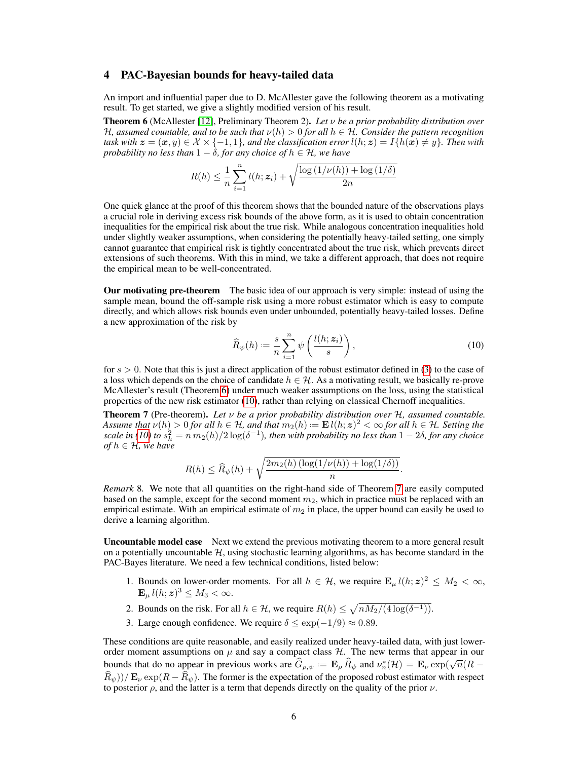## 4 PAC-Bayesian bounds for heavy-tailed data

An import and influential paper due to D. McAllester gave the following theorem as a motivating result. To get started, we give a slightly modified version of his result.

**Theorem 6** (McAllester [12], Preliminary Theorem 2). *Let $\nu$ be a prior probability distribution over $\mathcal{H}$, assumed countable, and to be such that $\nu(h) > 0$ for all $h \in \mathcal{H}$. Consider the pattern recognition task with $\boldsymbol{z} = (\boldsymbol{x}, y) \in \mathcal{X} \times \{-1, 1\}$, and the classification error $l(h; \boldsymbol{z}) = I\{h(\boldsymbol{x}) \neq y\}$. Then with probability no less than $1 - \delta$, for any choice of $h \in \mathcal{H}$, we have*

$$R(h) \leq \frac{1}{n} \sum_{i=1}^{n} l(h; \boldsymbol{z}_i) + \sqrt{\frac{\log(1/\nu(h)) + \log(1/\delta)}{2n}}$$

One quick glance at the proof of this theorem shows that the bounded nature of the observations plays a crucial role in deriving excess risk bounds of the above form, as it is used to obtain concentration inequalities for the empirical risk about the true risk. While analogous concentration inequalities hold under slightly weaker assumptions, when considering the potentially heavy-tailed setting, one simply cannot guarantee that empirical risk is tightly concentrated about the true risk, which prevents direct extensions of such theorems. With this in mind, we take a different approach, that does not require the empirical mean to be well-concentrated.

**Our motivating pre-theorem** The basic idea of our approach is very simple: instead of using the sample mean, bound the off-sample risk using a more robust estimator which is easy to compute directly, and which allows risk bounds even under unbounded, potentially heavy-tailed losses. Define a new approximation of the risk by

$$\widehat{R}_{\psi}(h) := \frac{s}{n} \sum_{i=1}^{n} \psi\left(\frac{l(h; \boldsymbol{z}_i)}{s}\right), \tag{10}$$

for $s > 0$. Note that this is just a direct application of the robust estimator defined in (3) to the case of a loss which depends on the choice of candidate $h \in \mathcal{H}$. As a motivating result, we basically re-prove McAllester's result (Theorem 6) under much weaker assumptions on the loss, using the statistical properties of the new risk estimator (10), rather than relying on classical Chernoff inequalities.

**Theorem 7** (Pre-theorem). *Let $\nu$ be a prior probability distribution over $\mathcal{H}$, assumed countable. Assume that $\nu(h) > 0$ for all $h \in \mathcal{H}$, and that $m_2(h) := \mathbf{E}\, l(h; \boldsymbol{z})^2 < \infty$ for all $h \in \mathcal{H}$. Setting the scale in (10) to $s_h^2 = n\, m_2(h)/2 \log(\delta^{-1})$, then with probability no less than $1 - 2\delta$, for any choice of $h \in \mathcal{H}$, we have*

$$R(h) \leq \widehat{R}_{\psi}(h) + \sqrt{\frac{2 m_2(h) \left(\log(1/\nu(h)) + \log(1/\delta)\right)}{n}}.$$

*Remark* 8. We note that all quantities on the right-hand side of Theorem 7 are easily computed based on the sample, except for the second moment $m_2$, which in practice must be replaced with an empirical estimate. With an empirical estimate of $m_2$ in place, the upper bound can easily be used to derive a learning algorithm.

**Uncountable model case** Next we extend the previous motivating theorem to a more general result on a potentially uncountable $\mathcal{H}$, using stochastic learning algorithms, as has become standard in the PAC-Bayes literature. We need a few technical conditions, listed below:

1. Bounds on lower-order moments. For all $h \in \mathcal{H}$, we require $\mathbf{E}_{\mu}\, l(h; \boldsymbol{z})^2 \leq M_2 < \infty$, $\mathbf{E}_{\mu}\, l(h; \boldsymbol{z})^3 \leq M_3 < \infty$.
2. Bounds on the risk. For all $h \in \mathcal{H}$, we require $R(h) \leq \sqrt{n M_2 / (4 \log(\delta^{-1}))}$.
3. Large enough confidence. We require $\delta \leq \exp(-1/9) \approx 0.89$.

These conditions are quite reasonable, and easily realized under heavy-tailed data, with just lower-order moment assumptions on $\mu$ and say a compact class $\mathcal{H}$. The new terms that appear in our bounds that do no appear in previous works are $\widehat{G}_{\rho,\psi} := \mathbf{E}_{\rho} \widehat{R}_{\psi}$ and $\nu_n^*(\mathcal{H}) = \mathbf{E}_{\nu} \exp(\sqrt{n}(R - \widehat{R}_{\psi})) / \mathbf{E}_{\nu} \exp(R - \widehat{R}_{\psi})$. The former is the expectation of the proposed robust estimator with respect to posterior $\rho$, and the latter is a term that depends directly on the quality of the prior $\nu$.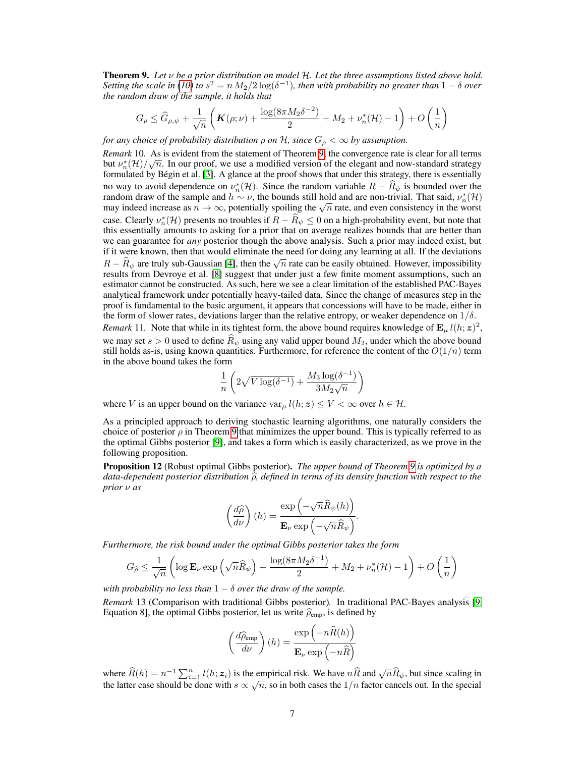**Theorem 9.** *Let $\nu$ be a prior distribution on model $\mathcal{H}$. Let the three assumptions listed above hold. Setting the scale in (10) to $s^2 = n\,M_2/2\log(\delta^{-1})$, then with probability no greater than $1-\delta$ over the random draw of the sample, it holds that*

$$G_\rho \leq \widehat{G}_{\rho,\psi} + \frac{1}{\sqrt{n}}\left(\boldsymbol{K}(\rho;\nu) + \frac{\log(8\pi M_2 \delta^{-2})}{2} + M_2 + \nu_n^*(\mathcal{H}) - 1\right) + O\left(\frac{1}{n}\right)$$

*for any choice of probability distribution $\rho$ on $\mathcal{H}$, since $G_\rho < \infty$ by assumption.*

*Remark* 10. As is evident from the statement of Theorem 9, the convergence rate is clear for all terms but $\nu_n^*(\mathcal{H})/\sqrt{n}$. In our proof, we use a modified version of the elegant and now-standard strategy formulated by Bégin et al. [3]. A glance at the proof shows that under this strategy, there is essentially no way to avoid dependence on $\nu_n^*(\mathcal{H})$. Since the random variable $R - \widehat{R}_\psi$ is bounded over the random draw of the sample and $h \sim \nu$, the bounds still hold and are non-trivial. That said, $\nu_n^*(\mathcal{H})$ may indeed increase as $n \to \infty$, potentially spoiling the $\sqrt{n}$ rate, and even consistency in the worst case. Clearly $\nu_n^*(\mathcal{H})$ presents no troubles if $R - \widehat{R}_\psi \leq 0$ on a high-probability event, but note that this essentially amounts to asking for a prior that on average realizes bounds that are better than we can guarantee for *any* posterior though the above analysis. Such a prior may indeed exist, but if it were known, then that would eliminate the need for doing any learning at all. If the deviations $R - \widehat{R}_\psi$ are truly sub-Gaussian [4], then the $\sqrt{n}$ rate can be easily obtained. However, impossibility results from Devroye et al. [8] suggest that under just a few finite moment assumptions, such an estimator cannot be constructed. As such, here we see a clear limitation of the established PAC-Bayes analytical framework under potentially heavy-tailed data. Since the change of measures step in the proof is fundamental to the basic argument, it appears that concessions will have to be made, either in the form of slower rates, deviations larger than the relative entropy, or weaker dependence on $1/\delta$.

*Remark* 11. Note that while in its tightest form, the above bound requires knowledge of $\mathbf{E}_\mu\, l(h;\boldsymbol{z})^2$, we may set $s > 0$ used to define $\widehat{R}_\psi$ using any valid upper bound $M_2$, under which the above bound still holds as-is, using known quantities. Furthermore, for reference the content of the $O(1/n)$ term in the above bound takes the form

$$\frac{1}{n}\left(2\sqrt{V\log(\delta^{-1})} + \frac{M_3 \log(\delta^{-1})}{3M_2\sqrt{n}}\right)$$

where $V$ is an upper bound on the variance $\operatorname{var}_\mu l(h;\boldsymbol{z}) \leq V < \infty$ over $h \in \mathcal{H}$.

As a principled approach to deriving stochastic learning algorithms, one naturally considers the choice of posterior $\rho$ in Theorem 9 that minimizes the upper bound. This is typically referred to as the optimal Gibbs posterior [9], and takes a form which is easily characterized, as we prove in the following proposition.

**Proposition 12** (Robust optimal Gibbs posterior). *The upper bound of Theorem 9 is optimized by a data-dependent posterior distribution $\widehat{\rho}$, defined in terms of its density function with respect to the prior $\nu$ as*

$$\left(\frac{d\widehat{\rho}}{d\nu}\right)(h) = \frac{\exp\left(-\sqrt{n}\widehat{R}_\psi(h)\right)}{\mathbf{E}_\nu \exp\left(-\sqrt{n}\widehat{R}_\psi\right)}.$$

*Furthermore, the risk bound under the optimal Gibbs posterior takes the form*

$$G_{\widehat{\rho}} \leq \frac{1}{\sqrt{n}}\left(\log \mathbf{E}_\nu \exp\left(\sqrt{n}\widehat{R}_\psi\right) + \frac{\log(8\pi M_2 \delta^{-1})}{2} + M_2 + \nu_n^*(\mathcal{H}) - 1\right) + O\left(\frac{1}{n}\right)$$

*with probability no less than $1-\delta$ over the draw of the sample.*

*Remark* 13 (Comparison with traditional Gibbs posterior). In traditional PAC-Bayes analysis [9, Equation 8], the optimal Gibbs posterior, let us write $\widehat{\rho}_{\text{emp}}$, is defined by

$$\left(\frac{d\widehat{\rho}_{\text{emp}}}{d\nu}\right)(h) = \frac{\exp\left(-n\widehat{R}(h)\right)}{\mathbf{E}_\nu \exp\left(-n\widehat{R}\right)}$$

where $\widehat{R}(h) = n^{-1}\sum_{i=1}^{n} l(h;\boldsymbol{z}_i)$ is the empirical risk. We have $n\widehat{R}$ and $\sqrt{n}\widehat{R}_\psi$, but since scaling in the latter case should be done with $s \propto \sqrt{n}$, so in both cases the $1/n$ factor cancels out. In the special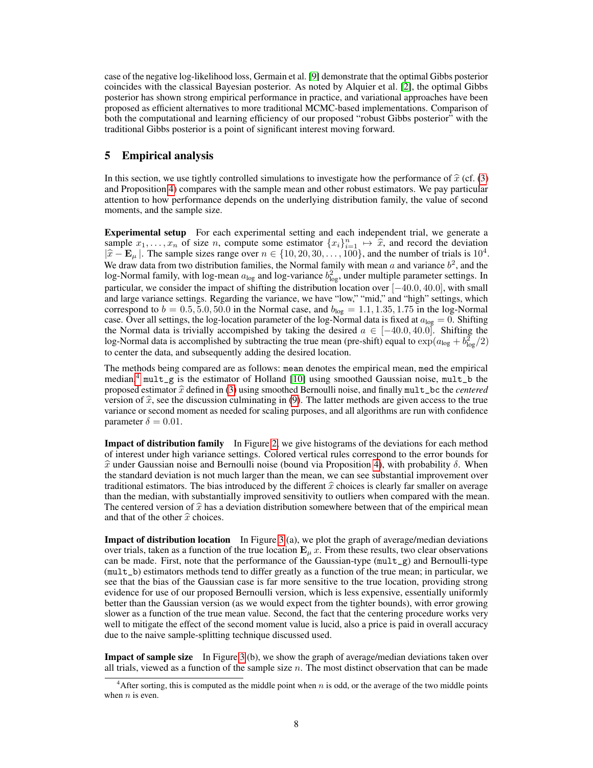case of the negative log-likelihood loss, Germain et al. [9] demonstrate that the optimal Gibbs posterior coincides with the classical Bayesian posterior. As noted by Alquier et al. [2], the optimal Gibbs posterior has shown strong empirical performance in practice, and variational approaches have been proposed as efficient alternatives to more traditional MCMC-based implementations. Comparison of both the computational and learning efficiency of our proposed "robust Gibbs posterior" with the traditional Gibbs posterior is a point of significant interest moving forward.

## 5 Empirical analysis

In this section, we use tightly controlled simulations to investigate how the performance of $\widehat{x}$ (cf. (3) and Proposition 4) compares with the sample mean and other robust estimators. We pay particular attention to how performance depends on the underlying distribution family, the value of second moments, and the sample size.

**Experimental setup** For each experimental setting and each independent trial, we generate a sample $x_1, \ldots, x_n$ of size $n$, compute some estimator $\{x_i\}_{i=1}^{n} \mapsto \widehat{x}$, and record the deviation $|\widehat{x} - \mathbf{E}_{\mu}|$. The sample sizes range over $n \in \{10, 20, 30, \ldots, 100\}$, and the number of trials is $10^4$. We draw data from two distribution families, the Normal family with mean $a$ and variance $b^2$, and the log-Normal family, with log-mean $a_{\log}$ and log-variance $b_{\log}^2$, under multiple parameter settings. In particular, we consider the impact of shifting the distribution location over $[-40.0, 40.0]$, with small and large variance settings. Regarding the variance, we have "low," "mid," and "high" settings, which correspond to $b = 0.5, 5.0, 50.0$ in the Normal case, and $b_{\log} = 1.1, 1.35, 1.75$ in the log-Normal case. Over all settings, the log-location parameter of the log-Normal data is fixed at $a_{\log} = 0$. Shifting the Normal data is trivially accomplished by taking the desired $a \in [-40.0, 40.0]$. Shifting the log-Normal data is accomplished by subtracting the true mean (pre-shift) equal to $\exp(a_{\log} + b_{\log}^2/2)$ to center the data, and subsequently adding the desired location.

The methods being compared are as follows: `mean` denotes the empirical mean, `med` the empirical median,[4] `mult_g` is the estimator of Holland [10] using smoothed Gaussian noise, `mult_b` the proposed estimator $\widehat{x}$ defined in (3) using smoothed Bernoulli noise, and finally `mult_bc` the *centered* version of $\widehat{x}$, see the discussion culminating in (9). The latter methods are given access to the true variance or second moment as needed for scaling purposes, and all algorithms are run with confidence parameter $\delta = 0.01$.

**Impact of distribution family** In Figure 2, we give histograms of the deviations for each method of interest under high variance settings. Colored vertical rules correspond to the error bounds for $\widehat{x}$ under Gaussian noise and Bernoulli noise (bound via Proposition 4), with probability $\delta$. When the standard deviation is not much larger than the mean, we can see substantial improvement over traditional estimators. The bias introduced by the different $\widehat{x}$ choices is clearly far smaller on average than the median, with substantially improved sensitivity to outliers when compared with the mean. The centered version of $\widehat{x}$ has a deviation distribution somewhere between that of the empirical mean and that of the other $\widehat{x}$ choices.

**Impact of distribution location** In Figure 3 (a), we plot the graph of average/median deviations over trials, taken as a function of the true location $\mathbf{E}_{\mu}\, x$. From these results, two clear observations can be made. First, note that the performance of the Gaussian-type (`mult_g`) and Bernoulli-type (`mult_b`) estimators methods tend to differ greatly as a function of the true mean; in particular, we see that the bias of the Gaussian case is far more sensitive to the true location, providing strong evidence for use of our proposed Bernoulli version, which is less expensive, essentially uniformly better than the Gaussian version (as we would expect from the tighter bounds), with error growing slower as a function of the true mean value. Second, the fact that the centering procedure works very well to mitigate the effect of the second moment value is lucid, also a price is paid in overall accuracy due to the naive sample-splitting technique discussed used.

**Impact of sample size** In Figure 3 (b), we show the graph of average/median deviations taken over all trials, viewed as a function of the sample size $n$. The most distinct observation that can be made

[4] After sorting, this is computed as the middle point when $n$ is odd, or the average of the two middle points when $n$ is even.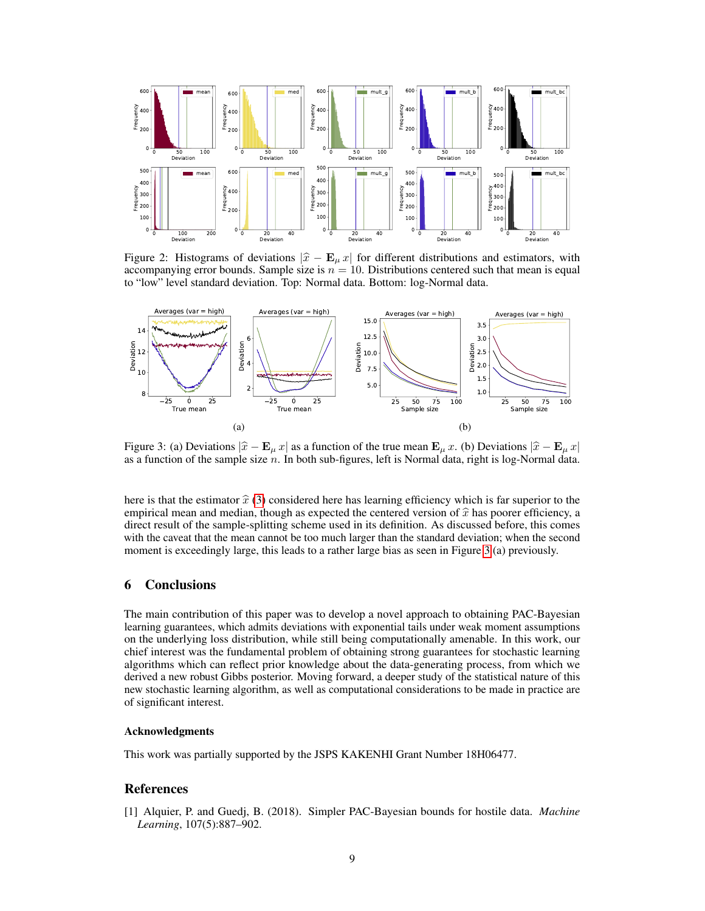Figure 2: Histograms of deviations $|\widehat{x} - \mathbf{E}_\mu x|$ for different distributions and estimators, with accompanying error bounds. Sample size is $n = 10$. Distributions centered such that mean is equal to "low" level standard deviation. Top: Normal data. Bottom: log-Normal data.

Figure 3: (a) Deviations $|\widehat{x} - \mathbf{E}_\mu x|$ as a function of the true mean $\mathbf{E}_\mu x$. (b) Deviations $|\widehat{x} - \mathbf{E}_\mu x|$ as a function of the sample size $n$. In both sub-figures, left is Normal data, right is log-Normal data.

here is that the estimator $\widehat{x}$ (3) considered here has learning efficiency which is far superior to the empirical mean and median, though as expected the centered version of $\widehat{x}$ has poorer efficiency, a direct result of the sample-splitting scheme used in its definition. As discussed before, this comes with the caveat that the mean cannot be too much larger than the standard deviation; when the second moment is exceedingly large, this leads to a rather large bias as seen in Figure 3(a) previously.

## 6 Conclusions

The main contribution of this paper was to develop a novel approach to obtaining PAC-Bayesian learning guarantees, which admits deviations with exponential tails under weak moment assumptions on the underlying loss distribution, while still being computationally amenable. In this work, our chief interest was the fundamental problem of obtaining strong guarantees for stochastic learning algorithms which can reflect prior knowledge about the data-generating process, from which we derived a new robust Gibbs posterior. Moving forward, a deeper study of the statistical nature of this new stochastic learning algorithm, as well as computational considerations to be made in practice are of significant interest.

### Acknowledgments

This work was partially supported by the JSPS KAKENHI Grant Number 18H06477.

## References

[1] Alquier, P. and Guedj, B. (2018). Simpler PAC-Bayesian bounds for hostile data. *Machine Learning*, 107(5):887–902.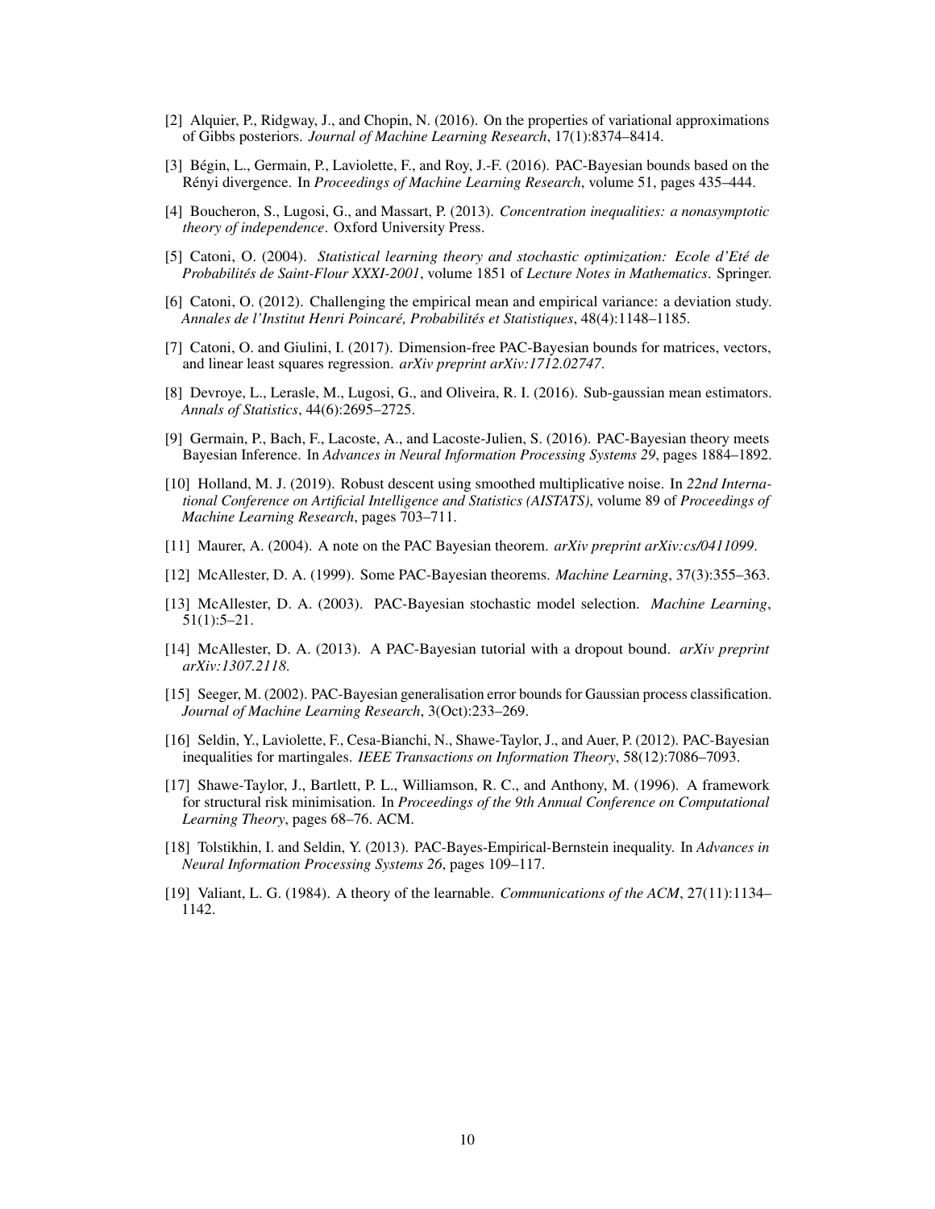[2] Alquier, P., Ridgway, J., and Chopin, N. (2016). On the properties of variational approximations of Gibbs posteriors. *Journal of Machine Learning Research*, 17(1):8374–8414.

[3] Bégin, L., Germain, P., Laviolette, F., and Roy, J.-F. (2016). PAC-Bayesian bounds based on the Rényi divergence. In *Proceedings of Machine Learning Research*, volume 51, pages 435–444.

[4] Boucheron, S., Lugosi, G., and Massart, P. (2013). *Concentration inequalities: a nonasymptotic theory of independence*. Oxford University Press.

[5] Catoni, O. (2004). *Statistical learning theory and stochastic optimization: Ecole d'Eté de Probabilités de Saint-Flour XXXI-2001*, volume 1851 of *Lecture Notes in Mathematics*. Springer.

[6] Catoni, O. (2012). Challenging the empirical mean and empirical variance: a deviation study. *Annales de l'Institut Henri Poincaré, Probabilités et Statistiques*, 48(4):1148–1185.

[7] Catoni, O. and Giulini, I. (2017). Dimension-free PAC-Bayesian bounds for matrices, vectors, and linear least squares regression. *arXiv preprint arXiv:1712.02747*.

[8] Devroye, L., Lerasle, M., Lugosi, G., and Oliveira, R. I. (2016). Sub-gaussian mean estimators. *Annals of Statistics*, 44(6):2695–2725.

[9] Germain, P., Bach, F., Lacoste, A., and Lacoste-Julien, S. (2016). PAC-Bayesian theory meets Bayesian Inference. In *Advances in Neural Information Processing Systems 29*, pages 1884–1892.

[10] Holland, M. J. (2019). Robust descent using smoothed multiplicative noise. In *22nd International Conference on Artificial Intelligence and Statistics (AISTATS)*, volume 89 of *Proceedings of Machine Learning Research*, pages 703–711.

[11] Maurer, A. (2004). A note on the PAC Bayesian theorem. *arXiv preprint arXiv:cs/0411099*.

[12] McAllester, D. A. (1999). Some PAC-Bayesian theorems. *Machine Learning*, 37(3):355–363.

[13] McAllester, D. A. (2003). PAC-Bayesian stochastic model selection. *Machine Learning*, 51(1):5–21.

[14] McAllester, D. A. (2013). A PAC-Bayesian tutorial with a dropout bound. *arXiv preprint arXiv:1307.2118*.

[15] Seeger, M. (2002). PAC-Bayesian generalisation error bounds for Gaussian process classification. *Journal of Machine Learning Research*, 3(Oct):233–269.

[16] Seldin, Y., Laviolette, F., Cesa-Bianchi, N., Shawe-Taylor, J., and Auer, P. (2012). PAC-Bayesian inequalities for martingales. *IEEE Transactions on Information Theory*, 58(12):7086–7093.

[17] Shawe-Taylor, J., Bartlett, P. L., Williamson, R. C., and Anthony, M. (1996). A framework for structural risk minimisation. In *Proceedings of the 9th Annual Conference on Computational Learning Theory*, pages 68–76. ACM.

[18] Tolstikhin, I. and Seldin, Y. (2013). PAC-Bayes-Empirical-Bernstein inequality. In *Advances in Neural Information Processing Systems 26*, pages 109–117.

[19] Valiant, L. G. (1984). A theory of the learnable. *Communications of the ACM*, 27(11):1134–1142.